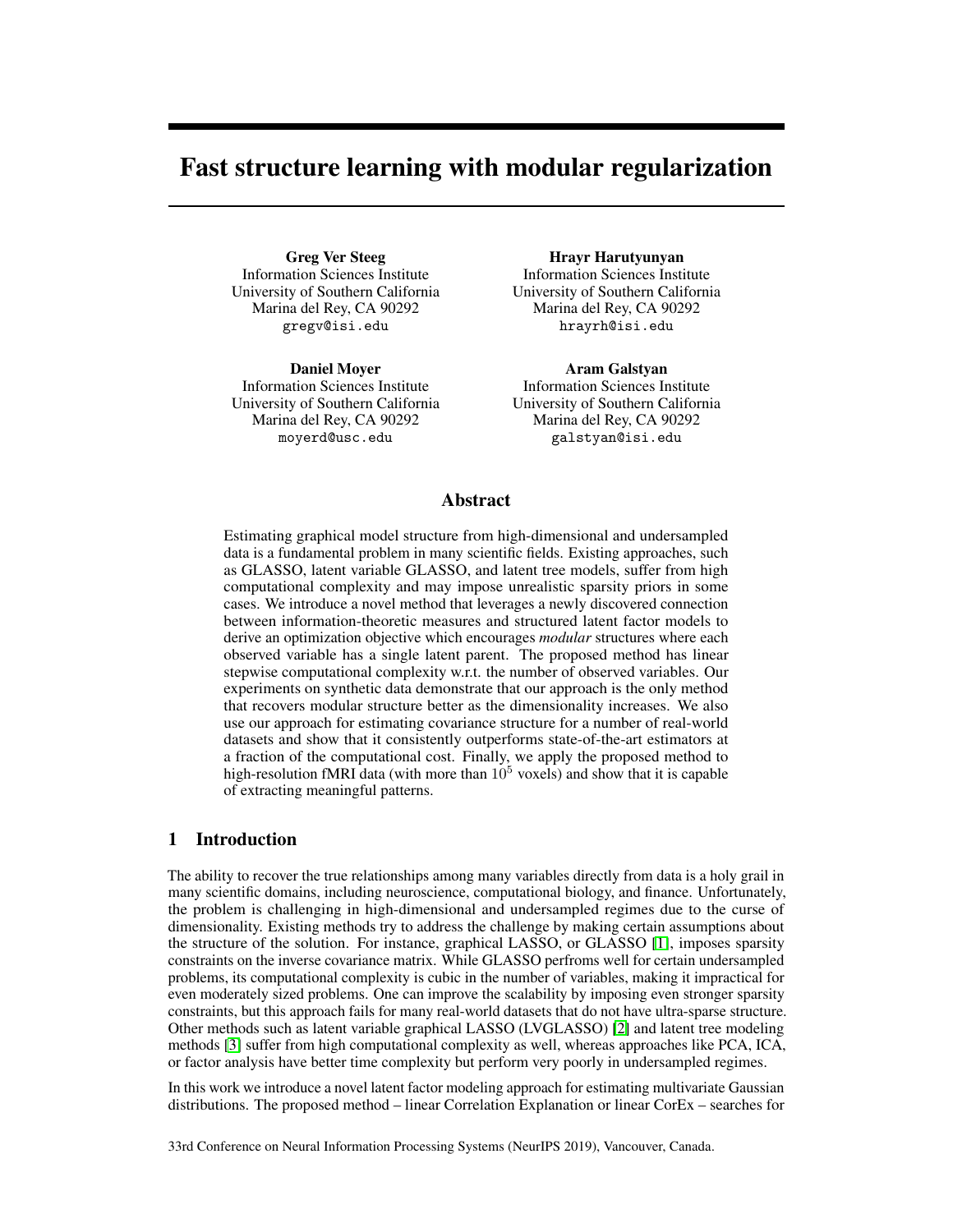# Fast structure learning with modular regularization

**Greg Ver Steeg**
Information Sciences Institute
University of Southern California
Marina del Rey, CA 90292
gregv@isi.edu

**Hrayr Harutyunyan**
Information Sciences Institute
University of Southern California
Marina del Rey, CA 90292
hrayrh@isi.edu

**Daniel Moyer**
Information Sciences Institute
University of Southern California
Marina del Rey, CA 90292
moyerd@usc.edu

**Aram Galstyan**
Information Sciences Institute
University of Southern California
Marina del Rey, CA 90292
galstyan@isi.edu

## Abstract

Estimating graphical model structure from high-dimensional and undersampled data is a fundamental problem in many scientific fields. Existing approaches, such as GLASSO, latent variable GLASSO, and latent tree models, suffer from high computational complexity and may impose unrealistic sparsity priors in some cases. We introduce a novel method that leverages a newly discovered connection between information-theoretic measures and structured latent factor models to derive an optimization objective which encourages *modular* structures where each observed variable has a single latent parent. The proposed method has linear stepwise computational complexity w.r.t. the number of observed variables. Our experiments on synthetic data demonstrate that our approach is the only method that recovers modular structure better as the dimensionality increases. We also use our approach for estimating covariance structure for a number of real-world datasets and show that it consistently outperforms state-of-the-art estimators at a fraction of the computational cost. Finally, we apply the proposed method to high-resolution fMRI data (with more than $10^5$ voxels) and show that it is capable of extracting meaningful patterns.

## 1 Introduction

The ability to recover the true relationships among many variables directly from data is a holy grail in many scientific domains, including neuroscience, computational biology, and finance. Unfortunately, the problem is challenging in high-dimensional and undersampled regimes due to the curse of dimensionality. Existing methods try to address the challenge by making certain assumptions about the structure of the solution. For instance, graphical LASSO, or GLASSO [1], imposes sparsity constraints on the inverse covariance matrix. While GLASSO perfroms well for certain undersampled problems, its computational complexity is cubic in the number of variables, making it impractical for even moderately sized problems. One can improve the scalability by imposing even stronger sparsity constraints, but this approach fails for many real-world datasets that do not have ultra-sparse structure. Other methods such as latent variable graphical LASSO (LVGLASSO) [2] and latent tree modeling methods [3] suffer from high computational complexity as well, whereas approaches like PCA, ICA, or factor analysis have better time complexity but perform very poorly in undersampled regimes.

In this work we introduce a novel latent factor modeling approach for estimating multivariate Gaussian distributions. The proposed method – linear Correlation Explanation or linear CorEx – searches for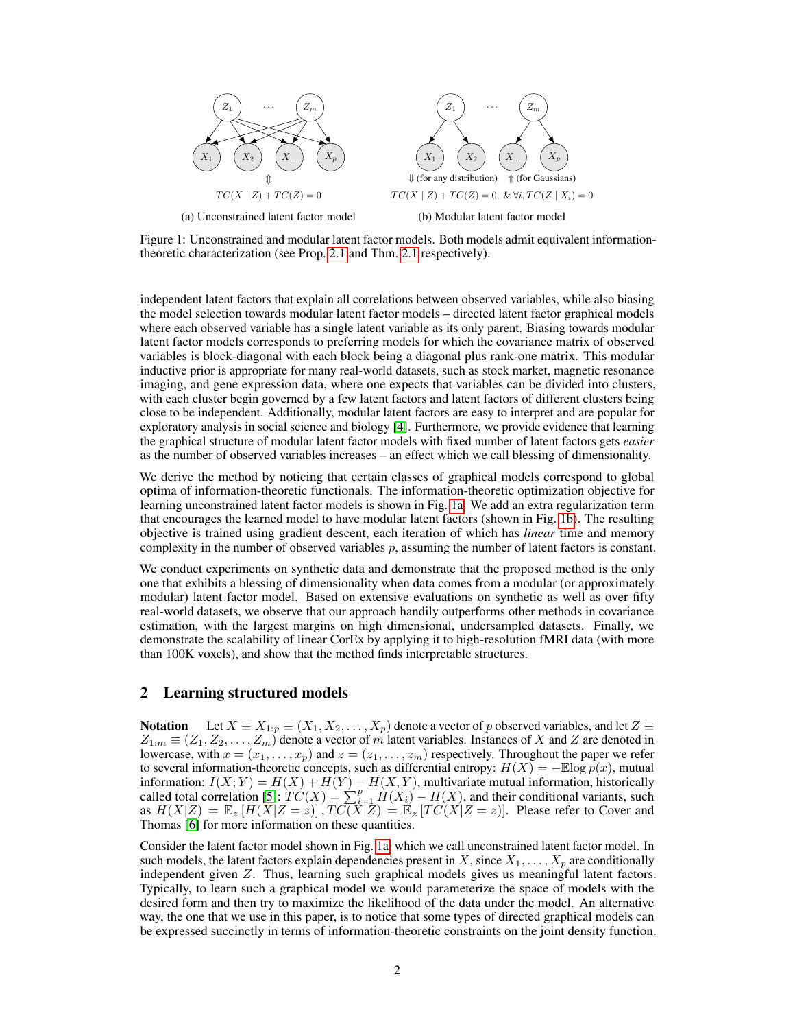Figure 1: Unconstrained and modular latent factor models. Both models admit equivalent information-theoretic characterization (see Prop. 2.1 and Thm. 2.1 respectively).

(a) Unconstrained latent factor model: $TC(X \mid Z) + TC(Z) = 0$

(b) Modular latent factor model: $\Downarrow$ (for any distribution) $\Uparrow$ (for Gaussians) $TC(X \mid Z) + TC(Z) = 0,\ \&\ \forall i, TC(Z \mid X_i) = 0$

independent latent factors that explain all correlations between observed variables, while also biasing the model selection towards modular latent factor models – directed latent factor graphical models where each observed variable has a single latent variable as its only parent. Biasing towards modular latent factor models corresponds to preferring models for which the covariance matrix of observed variables is block-diagonal with each block being a diagonal plus rank-one matrix. This modular inductive prior is appropriate for many real-world datasets, such as stock market, magnetic resonance imaging, and gene expression data, where one expects that variables can be divided into clusters, with each cluster begin governed by a few latent factors and latent factors of different clusters being close to be independent. Additionally, modular latent factors are easy to interpret and are popular for exploratory analysis in social science and biology [4]. Furthermore, we provide evidence that learning the graphical structure of modular latent factor models with fixed number of latent factors gets *easier* as the number of observed variables increases – an effect which we call blessing of dimensionality.

We derive the method by noticing that certain classes of graphical models correspond to global optima of information-theoretic functionals. The information-theoretic optimization objective for learning unconstrained latent factor models is shown in Fig. 1a. We add an extra regularization term that encourages the learned model to have modular latent factors (shown in Fig. 1b). The resulting objective is trained using gradient descent, each iteration of which has *linear* time and memory complexity in the number of observed variables $p$, assuming the number of latent factors is constant.

We conduct experiments on synthetic data and demonstrate that the proposed method is the only one that exhibits a blessing of dimensionality when data comes from a modular (or approximately modular) latent factor model. Based on extensive evaluations on synthetic as well as over fifty real-world datasets, we observe that our approach handily outperforms other methods in covariance estimation, with the largest margins on high dimensional, undersampled datasets. Finally, we demonstrate the scalability of linear CorEx by applying it to high-resolution fMRI data (with more than 100K voxels), and show that the method finds interpretable structures.

## 2 Learning structured models

**Notation** Let $X \equiv X_{1:p} \equiv (X_1, X_2, \dots, X_p)$ denote a vector of $p$ observed variables, and let $Z \equiv Z_{1:m} \equiv (Z_1, Z_2, \dots, Z_m)$ denote a vector of $m$ latent variables. Instances of $X$ and $Z$ are denoted in lowercase, with $x = (x_1, \dots, x_p)$ and $z = (z_1, \dots, z_m)$ respectively. Throughout the paper we refer to several information-theoretic concepts, such as differential entropy: $H(X) = -\mathbb{E} \log p(x)$, mutual information: $I(X;Y) = H(X) + H(Y) - H(X,Y)$, multivariate mutual information, historically called total correlation [5]: $TC(X) = \sum_{i=1}^{p} H(X_i) - H(X)$, and their conditional variants, such as $H(X|Z) = \mathbb{E}_z \left[H(X|Z=z)\right], TC(X|Z) = \mathbb{E}_z \left[TC(X|Z=z)\right]$. Please refer to Cover and Thomas [6] for more information on these quantities.

Consider the latent factor model shown in Fig. 1a, which we call unconstrained latent factor model. In such models, the latent factors explain dependencies present in $X$, since $X_1, \dots, X_p$ are conditionally independent given $Z$. Thus, learning such graphical models gives us meaningful latent factors. Typically, to learn such a graphical model we would parameterize the space of models with the desired form and then try to maximize the likelihood of the data under the model. An alternative way, the one that we use in this paper, is to notice that some types of directed graphical models can be expressed succinctly in terms of information-theoretic constraints on the joint density function.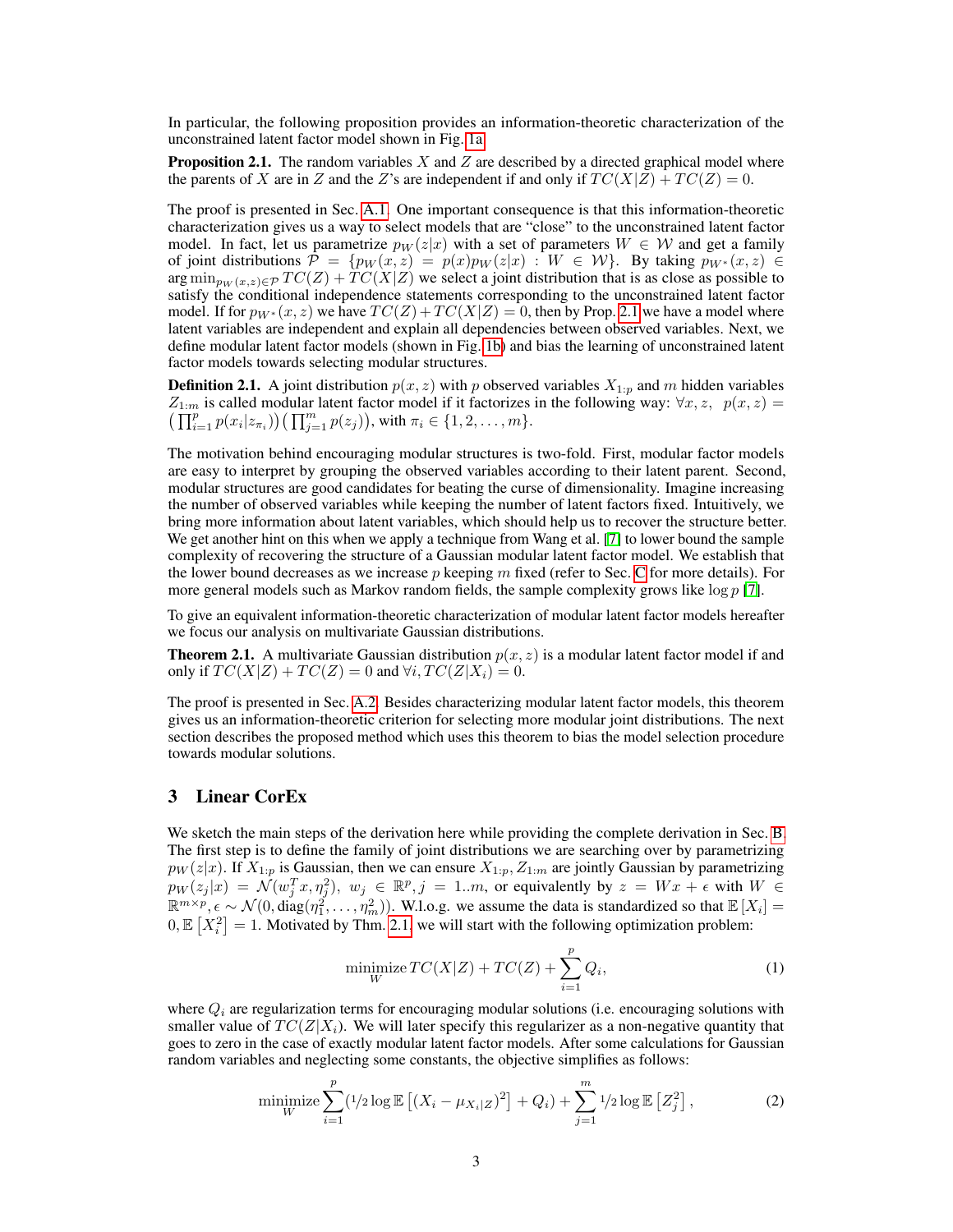In particular, the following proposition provides an information-theoretic characterization of the unconstrained latent factor model shown in Fig. 1a.

**Proposition 2.1.** The random variables $X$ and $Z$ are described by a directed graphical model where the parents of $X$ are in $Z$ and the $Z$'s are independent if and only if $TC(X|Z) + TC(Z) = 0$.

The proof is presented in Sec. A.1. One important consequence is that this information-theoretic characterization gives us a way to select models that are "close" to the unconstrained latent factor model. In fact, let us parametrize $p_W(z|x)$ with a set of parameters $W \in \mathcal{W}$ and get a family of joint distributions $\mathcal{P} = \{p_W(x,z) = p(x)p_W(z|x) : W \in \mathcal{W}\}$. By taking $p_{W^*}(x,z) \in \arg\min_{p_W(x,z)\in\mathcal{P}} TC(Z) + TC(X|Z)$ we select a joint distribution that is as close as possible to satisfy the conditional independence statements corresponding to the unconstrained latent factor model. If for $p_{W^*}(x,z)$ we have $TC(Z) + TC(X|Z) = 0$, then by Prop. 2.1 we have a model where latent variables are independent and explain all dependencies between observed variables. Next, we define modular latent factor models (shown in Fig. 1b) and bias the learning of unconstrained latent factor models towards selecting modular structures.

**Definition 2.1.** A joint distribution $p(x,z)$ with $p$ observed variables $X_{1:p}$ and $m$ hidden variables $Z_{1:m}$ is called modular latent factor model if it factorizes in the following way: $\forall x, z,\ \ p(x,z) = \big(\prod_{i=1}^{p} p(x_i|z_{\pi_i})\big)\big(\prod_{j=1}^{m} p(z_j)\big)$, with $\pi_i \in \{1, 2, \ldots, m\}$.

The motivation behind encouraging modular structures is two-fold. First, modular factor models are easy to interpret by grouping the observed variables according to their latent parent. Second, modular structures are good candidates for beating the curse of dimensionality. Imagine increasing the number of observed variables while keeping the number of latent factors fixed. Intuitively, we bring more information about latent variables, which should help us to recover the structure better. We get another hint on this when we apply a technique from Wang et al. [7] to lower bound the sample complexity of recovering the structure of a Gaussian modular latent factor model. We establish that the lower bound decreases as we increase $p$ keeping $m$ fixed (refer to Sec. C for more details). For more general models such as Markov random fields, the sample complexity grows like $\log p$ [7].

To give an equivalent information-theoretic characterization of modular latent factor models hereafter we focus our analysis on multivariate Gaussian distributions.

**Theorem 2.1.** A multivariate Gaussian distribution $p(x,z)$ is a modular latent factor model if and only if $TC(X|Z) + TC(Z) = 0$ and $\forall i, TC(Z|X_i) = 0$.

The proof is presented in Sec. A.2. Besides characterizing modular latent factor models, this theorem gives us an information-theoretic criterion for selecting more modular joint distributions. The next section describes the proposed method which uses this theorem to bias the model selection procedure towards modular solutions.

## 3 Linear CorEx

We sketch the main steps of the derivation here while providing the complete derivation in Sec. B. The first step is to define the family of joint distributions we are searching over by parametrizing $p_W(z|x)$. If $X_{1:p}$ is Gaussian, then we can ensure $X_{1:p}, Z_{1:m}$ are jointly Gaussian by parametrizing $p_W(z_j|x) = \mathcal{N}(w_j^T x, \eta_j^2),\ w_j \in \mathbb{R}^p, j = 1..m$, or equivalently by $z = Wx + \epsilon$ with $W \in \mathbb{R}^{m\times p}, \epsilon \sim \mathcal{N}(0, \mathrm{diag}(\eta_1^2, \ldots, \eta_m^2))$. W.l.o.g. we assume the data is standardized so that $\mathbb{E}[X_i] = 0, \mathbb{E}[X_i^2] = 1$. Motivated by Thm. 2.1, we will start with the following optimization problem:

$$\underset{W}{\text{minimize}}\, TC(X|Z) + TC(Z) + \sum_{i=1}^{p} Q_i, \tag{1}$$

where $Q_i$ are regularization terms for encouraging modular solutions (i.e. encouraging solutions with smaller value of $TC(Z|X_i)$. We will later specify this regularizer as a non-negative quantity that goes to zero in the case of exactly modular latent factor models. After some calculations for Gaussian random variables and neglecting some constants, the objective simplifies as follows:

$$\underset{W}{\text{minimize}} \sum_{i=1}^{p} \left(1/2 \log \mathbb{E}\left[(X_i - \mu_{X_i|Z})^2\right] + Q_i\right) + \sum_{j=1}^{m} 1/2 \log \mathbb{E}\left[Z_j^2\right], \tag{2}$$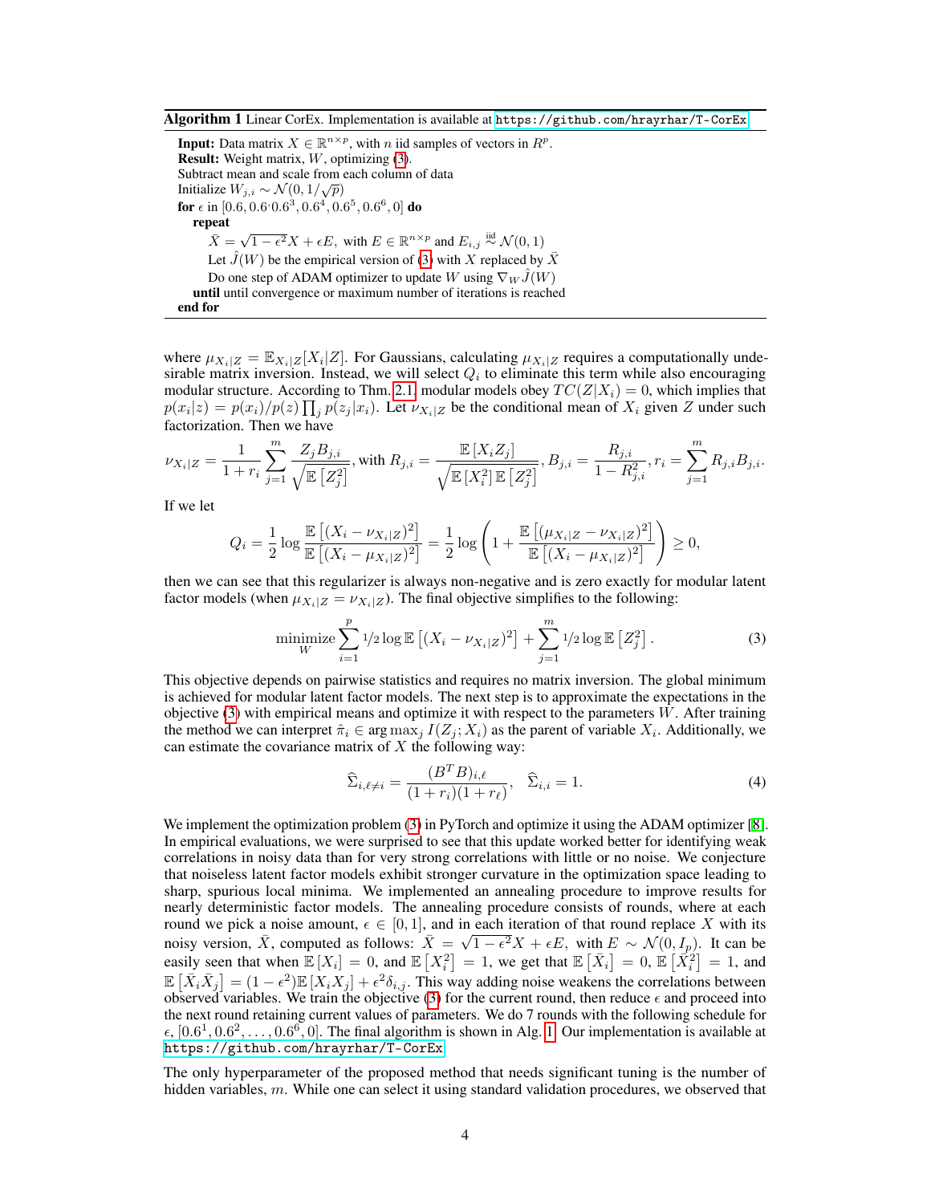**Algorithm 1** Linear CorEx. Implementation is available at https://github.com/hrayrhar/T-CorEx

**Input:** Data matrix $X \in \mathbb{R}^{n \times p}$, with $n$ iid samples of vectors in $R^p$.
**Result:** Weight matrix, $W$, optimizing (3).
Subtract mean and scale from each column of data
Initialize $W_{j,i} \sim \mathcal{N}(0, 1/\sqrt{p})$
**for** $\epsilon$ in $[0.6, 0.6 \cdot 0.6^3, 0.6^4, 0.6^5, 0.6^6, 0]$ **do**
  **repeat**
    $\bar{X} = \sqrt{1-\epsilon^2} X + \epsilon E$, with $E \in \mathbb{R}^{n \times p}$ and $E_{i,j} \overset{\text{iid}}{\sim} \mathcal{N}(0,1)$
    Let $\hat{J}(W)$ be the empirical version of (3) with $X$ replaced by $\bar{X}$
    Do one step of ADAM optimizer to update $W$ using $\nabla_W \hat{J}(W)$
  **until** until convergence or maximum number of iterations is reached
**end for**

where $\mu_{X_i|Z} = \mathbb{E}_{X_i|Z}[X_i|Z]$. For Gaussians, calculating $\mu_{X_i|Z}$ requires a computationally undesirable matrix inversion. Instead, we will select $Q_i$ to eliminate this term while also encouraging modular structure. According to Thm. 2.1 modular models obey $TC(Z|X_i) = 0$, which implies that $p(x_i|z) = p(x_i)/p(z) \prod_j p(z_j|x_i)$. Let $\nu_{X_i|Z}$ be the conditional mean of $X_i$ given $Z$ under such factorization. Then we have

$$\nu_{X_i|Z} = \frac{1}{1+r_i} \sum_{j=1}^{m} \frac{Z_j B_{j,i}}{\sqrt{\mathbb{E}\left[Z_j^2\right]}}, \text{with } R_{j,i} = \frac{\mathbb{E}\left[X_i Z_j\right]}{\sqrt{\mathbb{E}\left[X_i^2\right] \mathbb{E}\left[Z_j^2\right]}}, B_{j,i} = \frac{R_{j,i}}{1 - R_{j,i}^2}, r_i = \sum_{j=1}^{m} R_{j,i} B_{j,i}.$$

If we let

$$Q_i = \frac{1}{2} \log \frac{\mathbb{E}\left[(X_i - \nu_{X_i|Z})^2\right]}{\mathbb{E}\left[(X_i - \mu_{X_i|Z})^2\right]} = \frac{1}{2} \log \left(1 + \frac{\mathbb{E}\left[(\mu_{X_i|Z} - \nu_{X_i|Z})^2\right]}{\mathbb{E}\left[(X_i - \mu_{X_i|Z})^2\right]}\right) \geq 0,$$

then we can see that this regularizer is always non-negative and is zero exactly for modular latent factor models (when $\mu_{X_i|Z} = \nu_{X_i|Z}$). The final objective simplifies to the following:

$$\underset{W}{\text{minimize}} \sum_{i=1}^{p} {}^1\!/\!_2 \log \mathbb{E}\left[(X_i - \nu_{X_i|Z})^2\right] + \sum_{j=1}^{m} {}^1\!/\!_2 \log \mathbb{E}\left[Z_j^2\right]. \tag{3}$$

This objective depends on pairwise statistics and requires no matrix inversion. The global minimum is achieved for modular latent factor models. The next step is to approximate the expectations in the objective (3) with empirical means and optimize it with respect to the parameters $W$. After training the method we can interpret $\hat{\pi}_i \in \arg\max_j I(Z_j; X_i)$ as the parent of variable $X_i$. Additionally, we can estimate the covariance matrix of $X$ the following way:

$$\widehat{\Sigma}_{i,\ell \neq i} = \frac{(B^T B)_{i,\ell}}{(1+r_i)(1+r_\ell)}, \quad \widehat{\Sigma}_{i,i} = 1. \tag{4}$$

We implement the optimization problem (3) in PyTorch and optimize it using the ADAM optimizer [8]. In empirical evaluations, we were surprised to see that this update worked better for identifying weak correlations in noisy data than for very strong correlations with little or no noise. We conjecture that noiseless latent factor models exhibit stronger curvature in the optimization space leading to sharp, spurious local minima. We implemented an annealing procedure to improve results for nearly deterministic factor models. The annealing procedure consists of rounds, where at each round we pick a noise amount, $\epsilon \in [0, 1]$, and in each iteration of that round replace $X$ with its noisy version, $\bar{X}$, computed as follows: $\bar{X} = \sqrt{1-\epsilon^2} X + \epsilon E$, with $E \sim \mathcal{N}(0, I_p)$. It can be easily seen that when $\mathbb{E}[X_i] = 0$, and $\mathbb{E}\left[X_i^2\right] = 1$, we get that $\mathbb{E}\left[\bar{X}_i\right] = 0$, $\mathbb{E}\left[\bar{X}_i^2\right] = 1$, and $\mathbb{E}\left[\bar{X}_i \bar{X}_j\right] = (1-\epsilon^2)\mathbb{E}\left[X_i X_j\right] + \epsilon^2 \delta_{i,j}$. This way adding noise weakens the correlations between observed variables. We train the objective (3) for the current round, then reduce $\epsilon$ and proceed into the next round retaining current values of parameters. We do 7 rounds with the following schedule for $\epsilon$, $[0.6^1, 0.6^2, \ldots, 0.6^6, 0]$. The final algorithm is shown in Alg. 1. Our implementation is available at https://github.com/hrayrhar/T-CorEx.

The only hyperparameter of the proposed method that needs significant tuning is the number of hidden variables, $m$. While one can select it using standard validation procedures, we observed that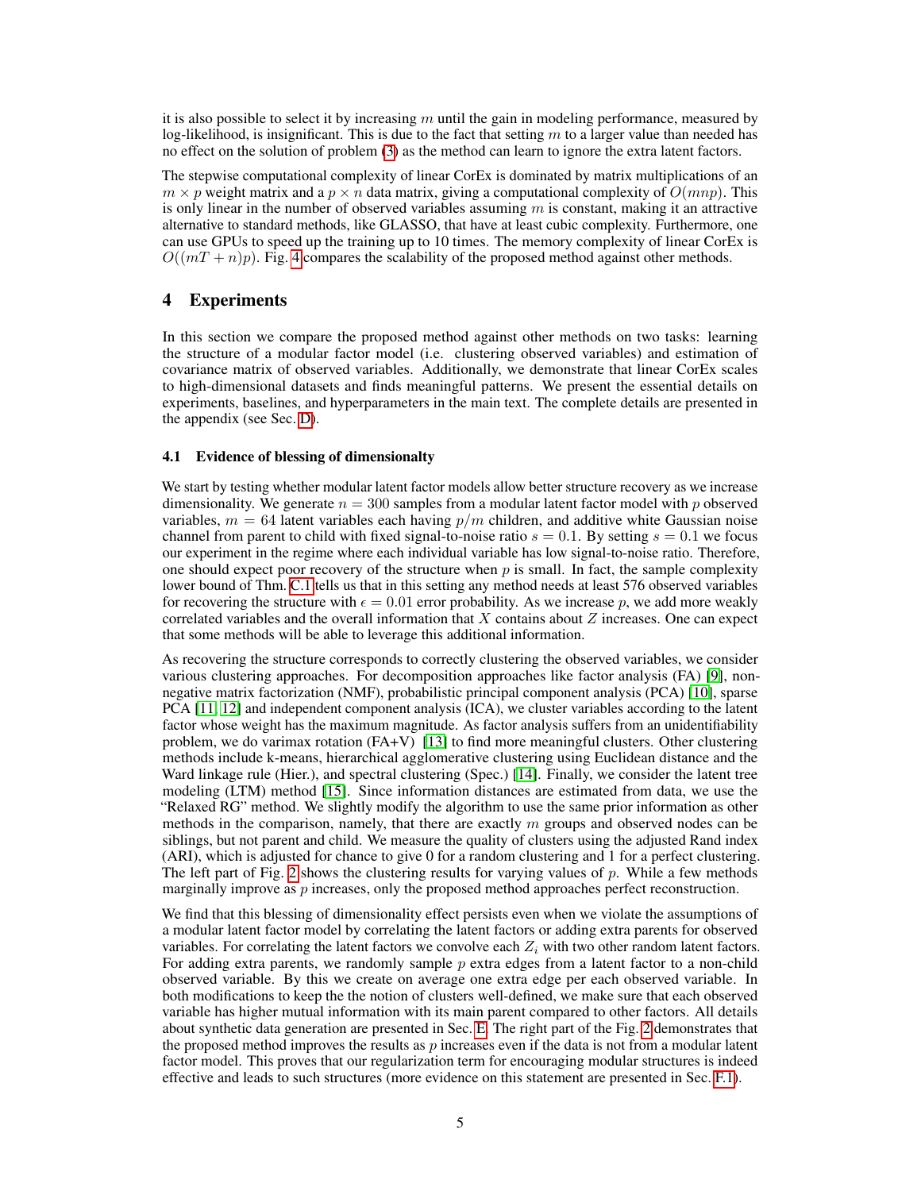it is also possible to select it by increasing $m$ until the gain in modeling performance, measured by log-likelihood, is insignificant. This is due to the fact that setting $m$ to a larger value than needed has no effect on the solution of problem (3) as the method can learn to ignore the extra latent factors.

The stepwise computational complexity of linear CorEx is dominated by matrix multiplications of an $m \times p$ weight matrix and a $p \times n$ data matrix, giving a computational complexity of $O(mnp)$. This is only linear in the number of observed variables assuming $m$ is constant, making it an attractive alternative to standard methods, like GLASSO, that have at least cubic complexity. Furthermore, one can use GPUs to speed up the training up to 10 times. The memory complexity of linear CorEx is $O((mT + n)p)$. Fig. 4 compares the scalability of the proposed method against other methods.

## 4 Experiments

In this section we compare the proposed method against other methods on two tasks: learning the structure of a modular factor model (i.e. clustering observed variables) and estimation of covariance matrix of observed variables. Additionally, we demonstrate that linear CorEx scales to high-dimensional datasets and finds meaningful patterns. We present the essential details on experiments, baselines, and hyperparameters in the main text. The complete details are presented in the appendix (see Sec. D).

### 4.1 Evidence of blessing of dimensionalty

We start by testing whether modular latent factor models allow better structure recovery as we increase dimensionality. We generate $n = 300$ samples from a modular latent factor model with $p$ observed variables, $m = 64$ latent variables each having $p/m$ children, and additive white Gaussian noise channel from parent to child with fixed signal-to-noise ratio $s = 0.1$. By setting $s = 0.1$ we focus our experiment in the regime where each individual variable has low signal-to-noise ratio. Therefore, one should expect poor recovery of the structure when $p$ is small. In fact, the sample complexity lower bound of Thm. C.1 tells us that in this setting any method needs at least 576 observed variables for recovering the structure with $\epsilon = 0.01$ error probability. As we increase $p$, we add more weakly correlated variables and the overall information that $X$ contains about $Z$ increases. One can expect that some methods will be able to leverage this additional information.

As recovering the structure corresponds to correctly clustering the observed variables, we consider various clustering approaches. For decomposition approaches like factor analysis (FA) [9], non-negative matrix factorization (NMF), probabilistic principal component analysis (PCA) [10], sparse PCA [11, 12] and independent component analysis (ICA), we cluster variables according to the latent factor whose weight has the maximum magnitude. As factor analysis suffers from an unidentifiability problem, we do varimax rotation (FA+V) [13] to find more meaningful clusters. Other clustering methods include k-means, hierarchical agglomerative clustering using Euclidean distance and the Ward linkage rule (Hier.), and spectral clustering (Spec.) [14]. Finally, we consider the latent tree modeling (LTM) method [15]. Since information distances are estimated from data, we use the "Relaxed RG" method. We slightly modify the algorithm to use the same prior information as other methods in the comparison, namely, that there are exactly $m$ groups and observed nodes can be siblings, but not parent and child. We measure the quality of clusters using the adjusted Rand index (ARI), which is adjusted for chance to give 0 for a random clustering and 1 for a perfect clustering. The left part of Fig. 2 shows the clustering results for varying values of $p$. While a few methods marginally improve as $p$ increases, only the proposed method approaches perfect reconstruction.

We find that this blessing of dimensionality effect persists even when we violate the assumptions of a modular latent factor model by correlating the latent factors or adding extra parents for observed variables. For correlating the latent factors we convolve each $Z_i$ with two other random latent factors. For adding extra parents, we randomly sample $p$ extra edges from a latent factor to a non-child observed variable. By this we create on average one extra edge per each observed variable. In both modifications to keep the the notion of clusters well-defined, we make sure that each observed variable has higher mutual information with its main parent compared to other factors. All details about synthetic data generation are presented in Sec. E. The right part of the Fig. 2 demonstrates that the proposed method improves the results as $p$ increases even if the data is not from a modular latent factor model. This proves that our regularization term for encouraging modular structures is indeed effective and leads to such structures (more evidence on this statement are presented in Sec. F.1).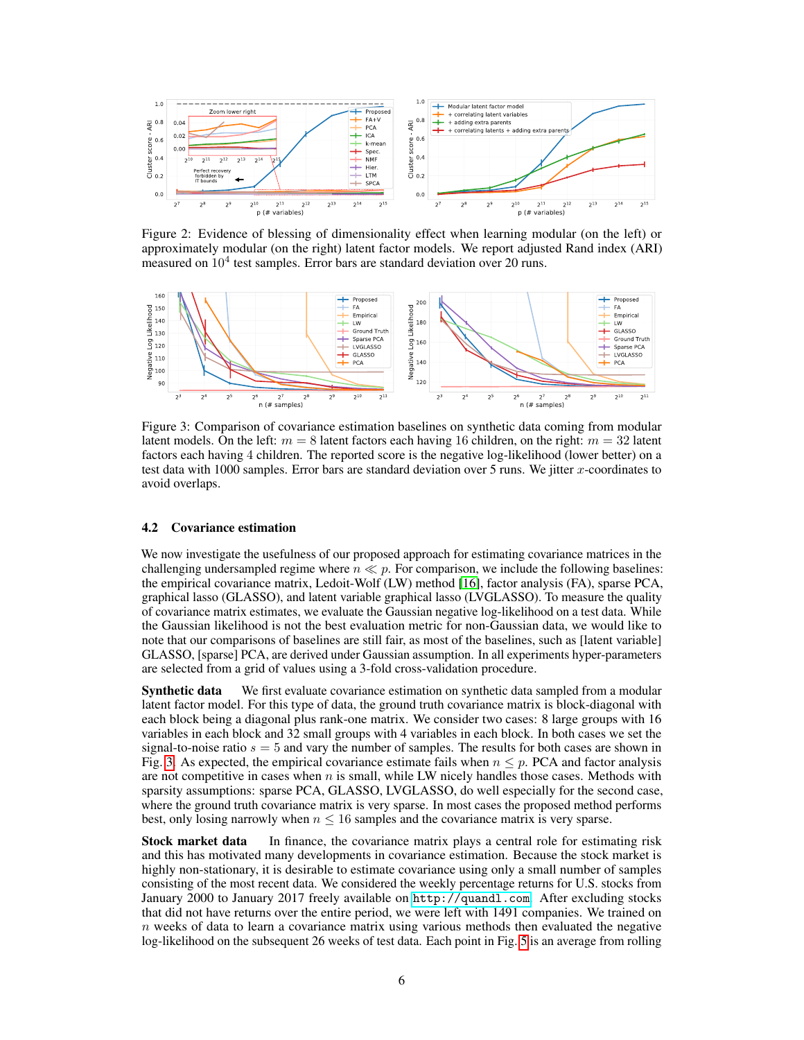Figure 2: Evidence of blessing of dimensionality effect when learning modular (on the left) or approximately modular (on the right) latent factor models. We report adjusted Rand index (ARI) measured on $10^4$ test samples. Error bars are standard deviation over 20 runs.

Figure 3: Comparison of covariance estimation baselines on synthetic data coming from modular latent models. On the left: $m = 8$ latent factors each having 16 children, on the right: $m = 32$ latent factors each having 4 children. The reported score is the negative log-likelihood (lower better) on a test data with 1000 samples. Error bars are standard deviation over 5 runs. We jitter $x$-coordinates to avoid overlaps.

### 4.2 Covariance estimation

We now investigate the usefulness of our proposed approach for estimating covariance matrices in the challenging undersampled regime where $n \ll p$. For comparison, we include the following baselines: the empirical covariance matrix, Ledoit-Wolf (LW) method [16], factor analysis (FA), sparse PCA, graphical lasso (GLASSO), and latent variable graphical lasso (LVGLASSO). To measure the quality of covariance matrix estimates, we evaluate the Gaussian negative log-likelihood on a test data. While the Gaussian likelihood is not the best evaluation metric for non-Gaussian data, we would like to note that our comparisons of baselines are still fair, as most of the baselines, such as [latent variable] GLASSO, [sparse] PCA, are derived under Gaussian assumption. In all experiments hyper-parameters are selected from a grid of values using a 3-fold cross-validation procedure.

**Synthetic data** We first evaluate covariance estimation on synthetic data sampled from a modular latent factor model. For this type of data, the ground truth covariance matrix is block-diagonal with each block being a diagonal plus rank-one matrix. We consider two cases: 8 large groups with 16 variables in each block and 32 small groups with 4 variables in each block. In both cases we set the signal-to-noise ratio $s = 5$ and vary the number of samples. The results for both cases are shown in Fig. 3. As expected, the empirical covariance estimate fails when $n \leq p$. PCA and factor analysis are not competitive in cases when $n$ is small, while LW nicely handles those cases. Methods with sparsity assumptions: sparse PCA, GLASSO, LVGLASSO, do well especially for the second case, where the ground truth covariance matrix is very sparse. In most cases the proposed method performs best, only losing narrowly when $n \leq 16$ samples and the covariance matrix is very sparse.

**Stock market data** In finance, the covariance matrix plays a central role for estimating risk and this has motivated many developments in covariance estimation. Because the stock market is highly non-stationary, it is desirable to estimate covariance using only a small number of samples consisting of the most recent data. We considered the weekly percentage returns for U.S. stocks from January 2000 to January 2017 freely available on http://quandl.com. After excluding stocks that did not have returns over the entire period, we were left with 1491 companies. We trained on $n$ weeks of data to learn a covariance matrix using various methods then evaluated the negative log-likelihood on the subsequent 26 weeks of test data. Each point in Fig. 5 is an average from rolling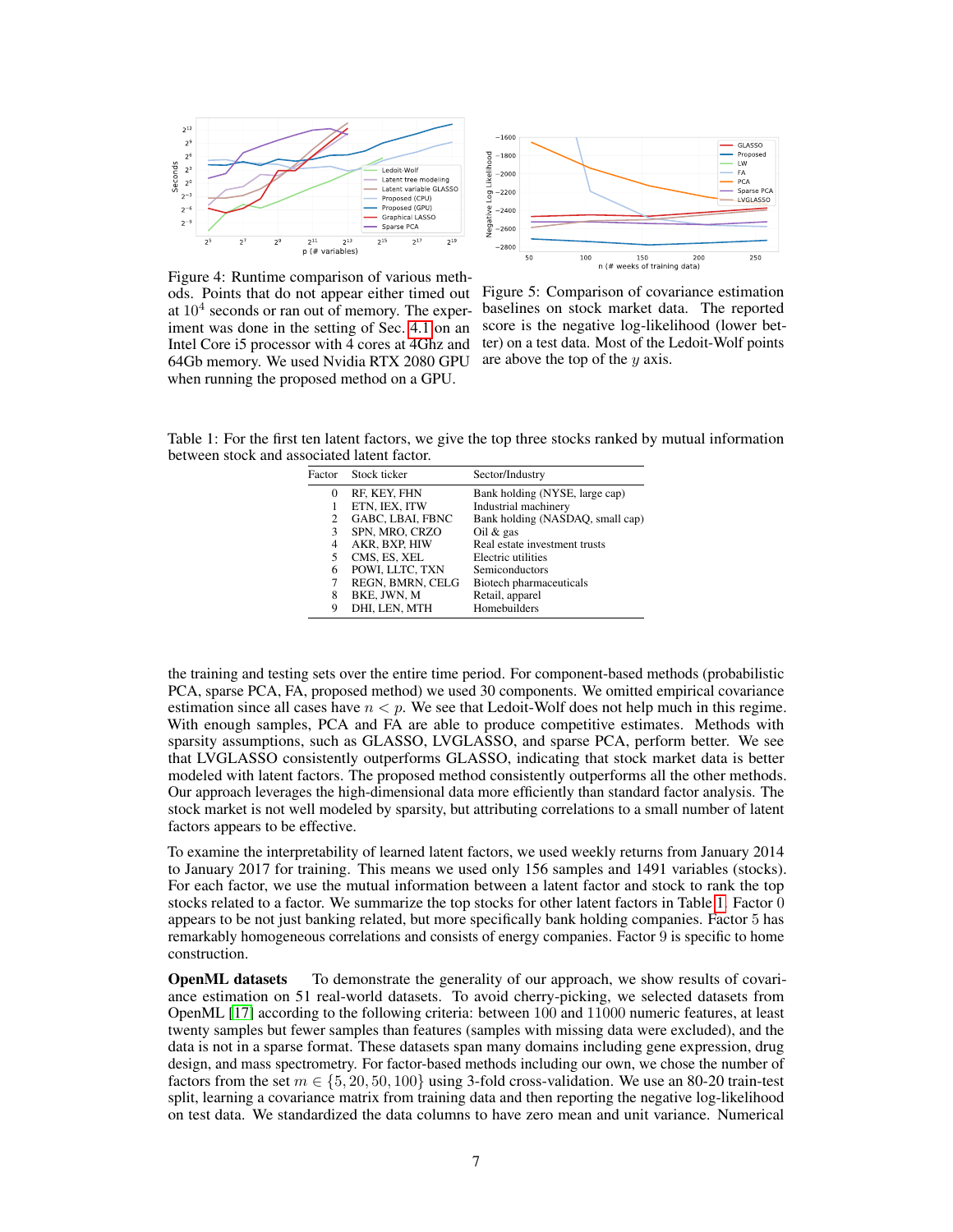Figure 4: Runtime comparison of various methods. Points that do not appear either timed out at $10^4$ seconds or ran out of memory. The experiment was done in the setting of Sec. 4.1 on an Intel Core i5 processor with 4 cores at 4Ghz and 64Gb memory. We used Nvidia RTX 2080 GPU when running the proposed method on a GPU.

Figure 5: Comparison of covariance estimation baselines on stock market data. The reported score is the negative log-likelihood (lower better) on a test data. Most of the Ledoit-Wolf points are above the top of the $y$ axis.

Table 1: For the first ten latent factors, we give the top three stocks ranked by mutual information between stock and associated latent factor.

| Factor | Stock ticker | Sector/Industry |
|---|---|---|
| 0 | RF, KEY, FHN | Bank holding (NYSE, large cap) |
| 1 | ETN, IEX, ITW | Industrial machinery |
| 2 | GABC, LBAI, FBNC | Bank holding (NASDAQ, small cap) |
| 3 | SPN, MRO, CRZO | Oil & gas |
| 4 | AKR, BXP, HIW | Real estate investment trusts |
| 5 | CMS, ES, XEL | Electric utilities |
| 6 | POWI, LLTC, TXN | Semiconductors |
| 7 | REGN, BMRN, CELG | Biotech pharmaceuticals |
| 8 | BKE, JWN, M | Retail, apparel |
| 9 | DHI, LEN, MTH | Homebuilders |

the training and testing sets over the entire time period. For component-based methods (probabilistic PCA, sparse PCA, FA, proposed method) we used 30 components. We omitted empirical covariance estimation since all cases have $n < p$. We see that Ledoit-Wolf does not help much in this regime. With enough samples, PCA and FA are able to produce competitive estimates. Methods with sparsity assumptions, such as GLASSO, LVGLASSO, and sparse PCA, perform better. We see that LVGLASSO consistently outperforms GLASSO, indicating that stock market data is better modeled with latent factors. The proposed method consistently outperforms all the other methods. Our approach leverages the high-dimensional data more efficiently than standard factor analysis. The stock market is not well modeled by sparsity, but attributing correlations to a small number of latent factors appears to be effective.

To examine the interpretability of learned latent factors, we used weekly returns from January 2014 to January 2017 for training. This means we used only 156 samples and 1491 variables (stocks). For each factor, we use the mutual information between a latent factor and stock to rank the top stocks related to a factor. We summarize the top stocks for other latent factors in Table 1. Factor 0 appears to be not just banking related, but more specifically bank holding companies. Factor 5 has remarkably homogeneous correlations and consists of energy companies. Factor 9 is specific to home construction.

**OpenML datasets** To demonstrate the generality of our approach, we show results of covariance estimation on 51 real-world datasets. To avoid cherry-picking, we selected datasets from OpenML [17] according to the following criteria: between 100 and 11000 numeric features, at least twenty samples but fewer samples than features (samples with missing data were excluded), and the data is not in a sparse format. These datasets span many domains including gene expression, drug design, and mass spectrometry. For factor-based methods including our own, we chose the number of factors from the set $m \in \{5, 20, 50, 100\}$ using 3-fold cross-validation. We use an 80-20 train-test split, learning a covariance matrix from training data and then reporting the negative log-likelihood on test data. We standardized the data columns to have zero mean and unit variance. Numerical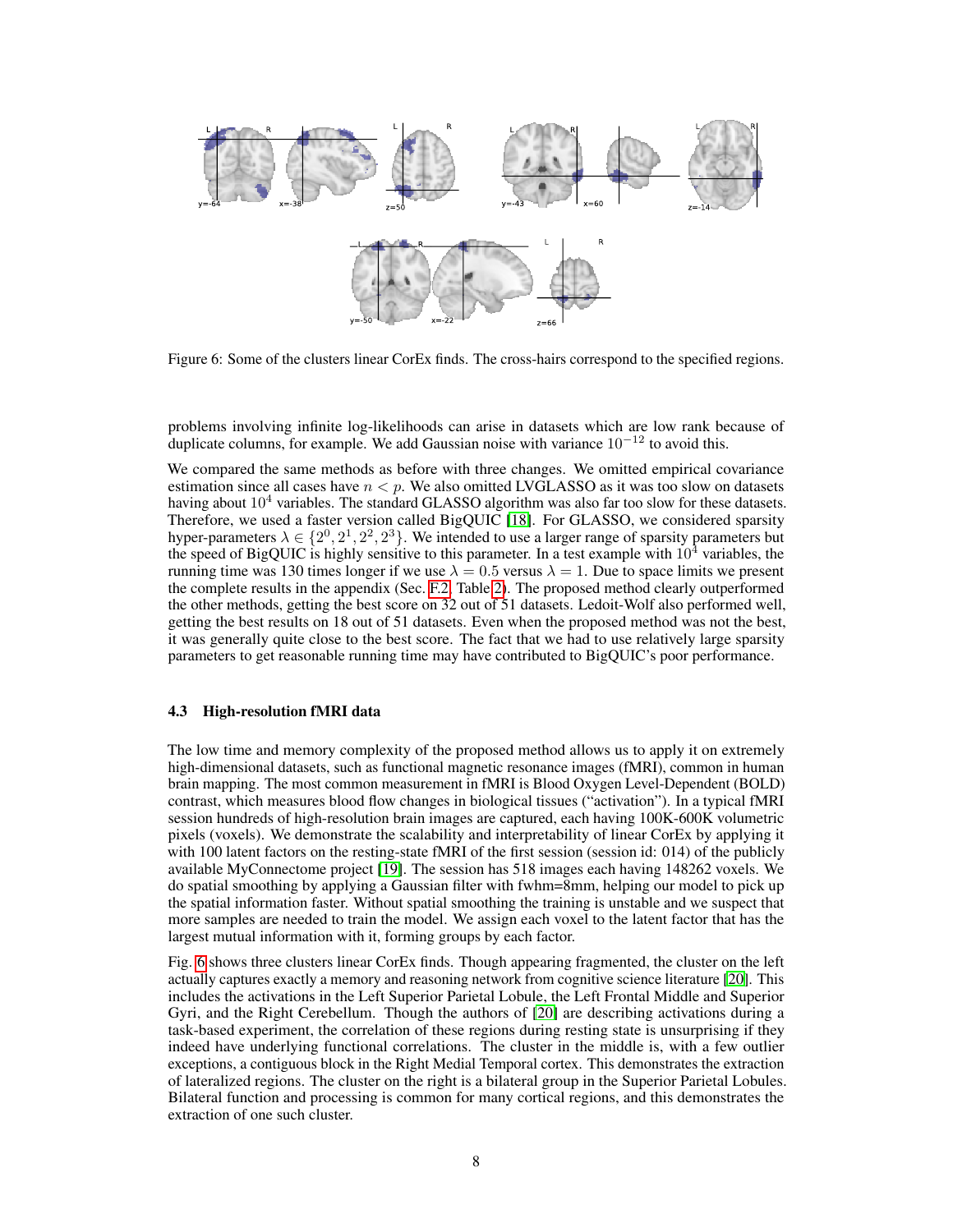Figure 6: Some of the clusters linear CorEx finds. The cross-hairs correspond to the specified regions.

problems involving infinite log-likelihoods can arise in datasets which are low rank because of duplicate columns, for example. We add Gaussian noise with variance $10^{-12}$ to avoid this.

We compared the same methods as before with three changes. We omitted empirical covariance estimation since all cases have $n < p$. We also omitted LVGLASSO as it was too slow on datasets having about $10^4$ variables. The standard GLASSO algorithm was also far too slow for these datasets. Therefore, we used a faster version called BigQUIC [18]. For GLASSO, we considered sparsity hyper-parameters $\lambda \in \{2^0, 2^1, 2^2, 2^3\}$. We intended to use a larger range of sparsity parameters but the speed of BigQUIC is highly sensitive to this parameter. In a test example with $10^4$ variables, the running time was 130 times longer if we use $\lambda = 0.5$ versus $\lambda = 1$. Due to space limits we present the complete results in the appendix (Sec. F.2, Table 2). The proposed method clearly outperformed the other methods, getting the best score on 32 out of 51 datasets. Ledoit-Wolf also performed well, getting the best results on 18 out of 51 datasets. Even when the proposed method was not the best, it was generally quite close to the best score. The fact that we had to use relatively large sparsity parameters to get reasonable running time may have contributed to BigQUIC's poor performance.

### 4.3 High-resolution fMRI data

The low time and memory complexity of the proposed method allows us to apply it on extremely high-dimensional datasets, such as functional magnetic resonance images (fMRI), common in human brain mapping. The most common measurement in fMRI is Blood Oxygen Level-Dependent (BOLD) contrast, which measures blood flow changes in biological tissues ("activation"). In a typical fMRI session hundreds of high-resolution brain images are captured, each having 100K-600K volumetric pixels (voxels). We demonstrate the scalability and interpretability of linear CorEx by applying it with 100 latent factors on the resting-state fMRI of the first session (session id: 014) of the publicly available MyConnectome project [19]. The session has 518 images each having 148262 voxels. We do spatial smoothing by applying a Gaussian filter with fwhm=8mm, helping our model to pick up the spatial information faster. Without spatial smoothing the training is unstable and we suspect that more samples are needed to train the model. We assign each voxel to the latent factor that has the largest mutual information with it, forming groups by each factor.

Fig. 6 shows three clusters linear CorEx finds. Though appearing fragmented, the cluster on the left actually captures exactly a memory and reasoning network from cognitive science literature [20]. This includes the activations in the Left Superior Parietal Lobule, the Left Frontal Middle and Superior Gyri, and the Right Cerebellum. Though the authors of [20] are describing activations during a task-based experiment, the correlation of these regions during resting state is unsurprising if they indeed have underlying functional correlations. The cluster in the middle is, with a few outlier exceptions, a contiguous block in the Right Medial Temporal cortex. This demonstrates the extraction of lateralized regions. The cluster on the right is a bilateral group in the Superior Parietal Lobules. Bilateral function and processing is common for many cortical regions, and this demonstrates the extraction of one such cluster.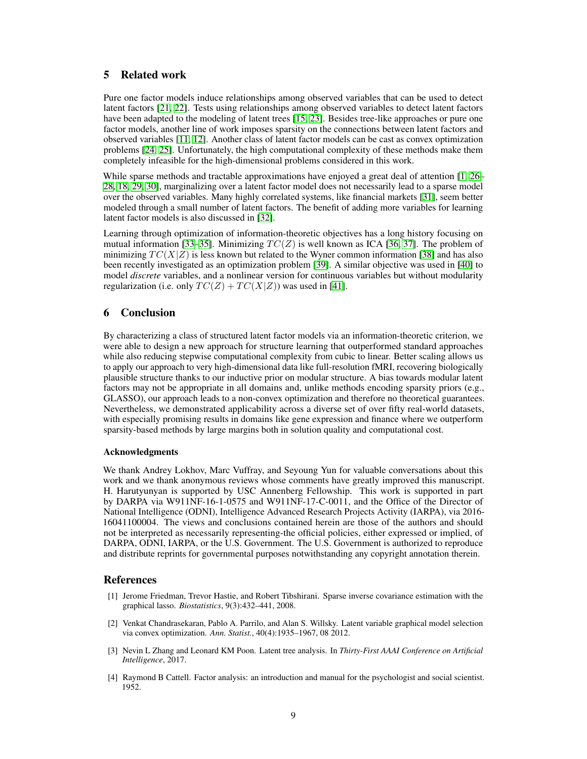## 5 Related work

Pure one factor models induce relationships among observed variables that can be used to detect latent factors [21, 22]. Tests using relationships among observed variables to detect latent factors have been adapted to the modeling of latent trees [15, 23]. Besides tree-like approaches or pure one factor models, another line of work imposes sparsity on the connections between latent factors and observed variables [11, 12]. Another class of latent factor models can be cast as convex optimization problems [24, 25]. Unfortunately, the high computational complexity of these methods make them completely infeasible for the high-dimensional problems considered in this work.

While sparse methods and tractable approximations have enjoyed a great deal of attention [1, 26–28, 18, 29, 30], marginalizing over a latent factor model does not necessarily lead to a sparse model over the observed variables. Many highly correlated systems, like financial markets [31], seem better modeled through a small number of latent factors. The benefit of adding more variables for learning latent factor models is also discussed in [32].

Learning through optimization of information-theoretic objectives has a long history focusing on mutual information [33–35]. Minimizing $TC(Z)$ is well known as ICA [36, 37]. The problem of minimizing $TC(X|Z)$ is less known but related to the Wyner common information [38] and has also been recently investigated as an optimization problem [39]. A similar objective was used in [40] to model *discrete* variables, and a nonlinear version for continuous variables but without modularity regularization (i.e. only $TC(Z) + TC(X|Z)$) was used in [41].

## 6 Conclusion

By characterizing a class of structured latent factor models via an information-theoretic criterion, we were able to design a new approach for structure learning that outperformed standard approaches while also reducing stepwise computational complexity from cubic to linear. Better scaling allows us to apply our approach to very high-dimensional data like full-resolution fMRI, recovering biologically plausible structure thanks to our inductive prior on modular structure. A bias towards modular latent factors may not be appropriate in all domains and, unlike methods encoding sparsity priors (e.g., GLASSO), our approach leads to a non-convex optimization and therefore no theoretical guarantees. Nevertheless, we demonstrated applicability across a diverse set of over fifty real-world datasets, with especially promising results in domains like gene expression and finance where we outperform sparsity-based methods by large margins both in solution quality and computational cost.

#### Acknowledgments

We thank Andrey Lokhov, Marc Vuffray, and Seyoung Yun for valuable conversations about this work and we thank anonymous reviews whose comments have greatly improved this manuscript. H. Harutyunyan is supported by USC Annenberg Fellowship. This work is supported in part by DARPA via W911NF-16-1-0575 and W911NF-17-C-0011, and the Office of the Director of National Intelligence (ODNI), Intelligence Advanced Research Projects Activity (IARPA), via 2016-16041100004. The views and conclusions contained herein are those of the authors and should not be interpreted as necessarily representing-the official policies, either expressed or implied, of DARPA, ODNI, IARPA, or the U.S. Government. The U.S. Government is authorized to reproduce and distribute reprints for governmental purposes notwithstanding any copyright annotation therein.

## References

[1] Jerome Friedman, Trevor Hastie, and Robert Tibshirani. Sparse inverse covariance estimation with the graphical lasso. *Biostatistics*, 9(3):432–441, 2008.

[2] Venkat Chandrasekaran, Pablo A. Parrilo, and Alan S. Willsky. Latent variable graphical model selection via convex optimization. *Ann. Statist.*, 40(4):1935–1967, 08 2012.

[3] Nevin L Zhang and Leonard KM Poon. Latent tree analysis. In *Thirty-First AAAI Conference on Artificial Intelligence*, 2017.

[4] Raymond B Cattell. Factor analysis: an introduction and manual for the psychologist and social scientist. 1952.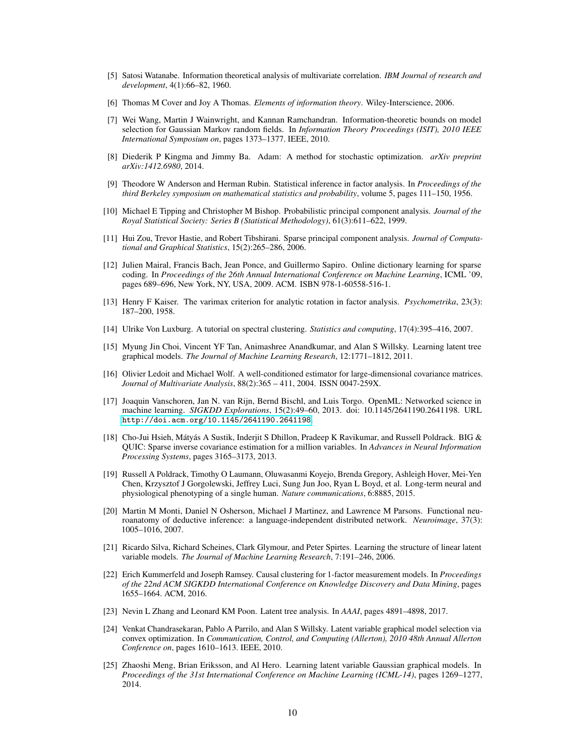[5] Satosi Watanabe. Information theoretical analysis of multivariate correlation. *IBM Journal of research and development*, 4(1):66–82, 1960.

[6] Thomas M Cover and Joy A Thomas. *Elements of information theory*. Wiley-Interscience, 2006.

[7] Wei Wang, Martin J Wainwright, and Kannan Ramchandran. Information-theoretic bounds on model selection for Gaussian Markov random fields. In *Information Theory Proceedings (ISIT), 2010 IEEE International Symposium on*, pages 1373–1377. IEEE, 2010.

[8] Diederik P Kingma and Jimmy Ba. Adam: A method for stochastic optimization. *arXiv preprint arXiv:1412.6980*, 2014.

[9] Theodore W Anderson and Herman Rubin. Statistical inference in factor analysis. In *Proceedings of the third Berkeley symposium on mathematical statistics and probability*, volume 5, pages 111–150, 1956.

[10] Michael E Tipping and Christopher M Bishop. Probabilistic principal component analysis. *Journal of the Royal Statistical Society: Series B (Statistical Methodology)*, 61(3):611–622, 1999.

[11] Hui Zou, Trevor Hastie, and Robert Tibshirani. Sparse principal component analysis. *Journal of Computational and Graphical Statistics*, 15(2):265–286, 2006.

[12] Julien Mairal, Francis Bach, Jean Ponce, and Guillermo Sapiro. Online dictionary learning for sparse coding. In *Proceedings of the 26th Annual International Conference on Machine Learning*, ICML '09, pages 689–696, New York, NY, USA, 2009. ACM. ISBN 978-1-60558-516-1.

[13] Henry F Kaiser. The varimax criterion for analytic rotation in factor analysis. *Psychometrika*, 23(3): 187–200, 1958.

[14] Ulrike Von Luxburg. A tutorial on spectral clustering. *Statistics and computing*, 17(4):395–416, 2007.

[15] Myung Jin Choi, Vincent YF Tan, Animashree Anandkumar, and Alan S Willsky. Learning latent tree graphical models. *The Journal of Machine Learning Research*, 12:1771–1812, 2011.

[16] Olivier Ledoit and Michael Wolf. A well-conditioned estimator for large-dimensional covariance matrices. *Journal of Multivariate Analysis*, 88(2):365 – 411, 2004. ISSN 0047-259X.

[17] Joaquin Vanschoren, Jan N. van Rijn, Bernd Bischl, and Luis Torgo. OpenML: Networked science in machine learning. *SIGKDD Explorations*, 15(2):49–60, 2013. doi: 10.1145/2641190.2641198. URL `http://doi.acm.org/10.1145/2641190.2641198`.

[18] Cho-Jui Hsieh, Mátyás A Sustik, Inderjit S Dhillon, Pradeep K Ravikumar, and Russell Poldrack. BIG & QUIC: Sparse inverse covariance estimation for a million variables. In *Advances in Neural Information Processing Systems*, pages 3165–3173, 2013.

[19] Russell A Poldrack, Timothy O Laumann, Oluwasanmi Koyejo, Brenda Gregory, Ashleigh Hover, Mei-Yen Chen, Krzysztof J Gorgolewski, Jeffrey Luci, Sung Jun Joo, Ryan L Boyd, et al. Long-term neural and physiological phenotyping of a single human. *Nature communications*, 6:8885, 2015.

[20] Martin M Monti, Daniel N Osherson, Michael J Martinez, and Lawrence M Parsons. Functional neuroanatomy of deductive inference: a language-independent distributed network. *Neuroimage*, 37(3): 1005–1016, 2007.

[21] Ricardo Silva, Richard Scheines, Clark Glymour, and Peter Spirtes. Learning the structure of linear latent variable models. *The Journal of Machine Learning Research*, 7:191–246, 2006.

[22] Erich Kummerfeld and Joseph Ramsey. Causal clustering for 1-factor measurement models. In *Proceedings of the 22nd ACM SIGKDD International Conference on Knowledge Discovery and Data Mining*, pages 1655–1664. ACM, 2016.

[23] Nevin L Zhang and Leonard KM Poon. Latent tree analysis. In *AAAI*, pages 4891–4898, 2017.

[24] Venkat Chandrasekaran, Pablo A Parrilo, and Alan S Willsky. Latent variable graphical model selection via convex optimization. In *Communication, Control, and Computing (Allerton), 2010 48th Annual Allerton Conference on*, pages 1610–1613. IEEE, 2010.

[25] Zhaoshi Meng, Brian Eriksson, and Al Hero. Learning latent variable Gaussian graphical models. In *Proceedings of the 31st International Conference on Machine Learning (ICML-14)*, pages 1269–1277, 2014.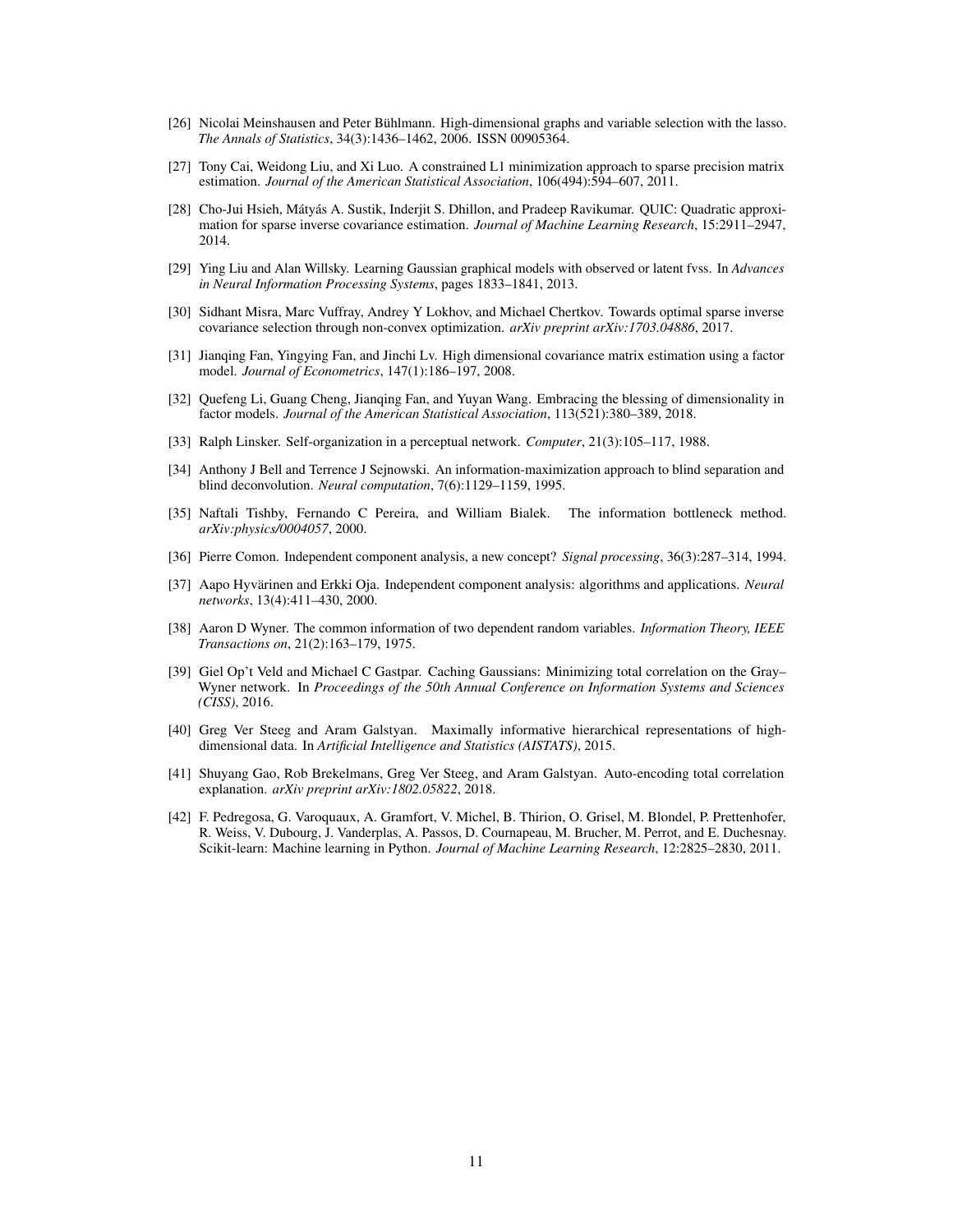[26] Nicolai Meinshausen and Peter Bühlmann. High-dimensional graphs and variable selection with the lasso. *The Annals of Statistics*, 34(3):1436–1462, 2006. ISSN 00905364.

[27] Tony Cai, Weidong Liu, and Xi Luo. A constrained L1 minimization approach to sparse precision matrix estimation. *Journal of the American Statistical Association*, 106(494):594–607, 2011.

[28] Cho-Jui Hsieh, Mátyás A. Sustik, Inderjit S. Dhillon, and Pradeep Ravikumar. QUIC: Quadratic approximation for sparse inverse covariance estimation. *Journal of Machine Learning Research*, 15:2911–2947, 2014.

[29] Ying Liu and Alan Willsky. Learning Gaussian graphical models with observed or latent fvss. In *Advances in Neural Information Processing Systems*, pages 1833–1841, 2013.

[30] Sidhant Misra, Marc Vuffray, Andrey Y Lokhov, and Michael Chertkov. Towards optimal sparse inverse covariance selection through non-convex optimization. *arXiv preprint arXiv:1703.04886*, 2017.

[31] Jianqing Fan, Yingying Fan, and Jinchi Lv. High dimensional covariance matrix estimation using a factor model. *Journal of Econometrics*, 147(1):186–197, 2008.

[32] Quefeng Li, Guang Cheng, Jianqing Fan, and Yuyan Wang. Embracing the blessing of dimensionality in factor models. *Journal of the American Statistical Association*, 113(521):380–389, 2018.

[33] Ralph Linsker. Self-organization in a perceptual network. *Computer*, 21(3):105–117, 1988.

[34] Anthony J Bell and Terrence J Sejnowski. An information-maximization approach to blind separation and blind deconvolution. *Neural computation*, 7(6):1129–1159, 1995.

[35] Naftali Tishby, Fernando C Pereira, and William Bialek. The information bottleneck method. *arXiv:physics/0004057*, 2000.

[36] Pierre Comon. Independent component analysis, a new concept? *Signal processing*, 36(3):287–314, 1994.

[37] Aapo Hyvärinen and Erkki Oja. Independent component analysis: algorithms and applications. *Neural networks*, 13(4):411–430, 2000.

[38] Aaron D Wyner. The common information of two dependent random variables. *Information Theory, IEEE Transactions on*, 21(2):163–179, 1975.

[39] Giel Op't Veld and Michael C Gastpar. Caching Gaussians: Minimizing total correlation on the Gray–Wyner network. In *Proceedings of the 50th Annual Conference on Information Systems and Sciences (CISS)*, 2016.

[40] Greg Ver Steeg and Aram Galstyan. Maximally informative hierarchical representations of high-dimensional data. In *Artificial Intelligence and Statistics (AISTATS)*, 2015.

[41] Shuyang Gao, Rob Brekelmans, Greg Ver Steeg, and Aram Galstyan. Auto-encoding total correlation explanation. *arXiv preprint arXiv:1802.05822*, 2018.

[42] F. Pedregosa, G. Varoquaux, A. Gramfort, V. Michel, B. Thirion, O. Grisel, M. Blondel, P. Prettenhofer, R. Weiss, V. Dubourg, J. Vanderplas, A. Passos, D. Cournapeau, M. Brucher, M. Perrot, and E. Duchesnay. Scikit-learn: Machine learning in Python. *Journal of Machine Learning Research*, 12:2825–2830, 2011.